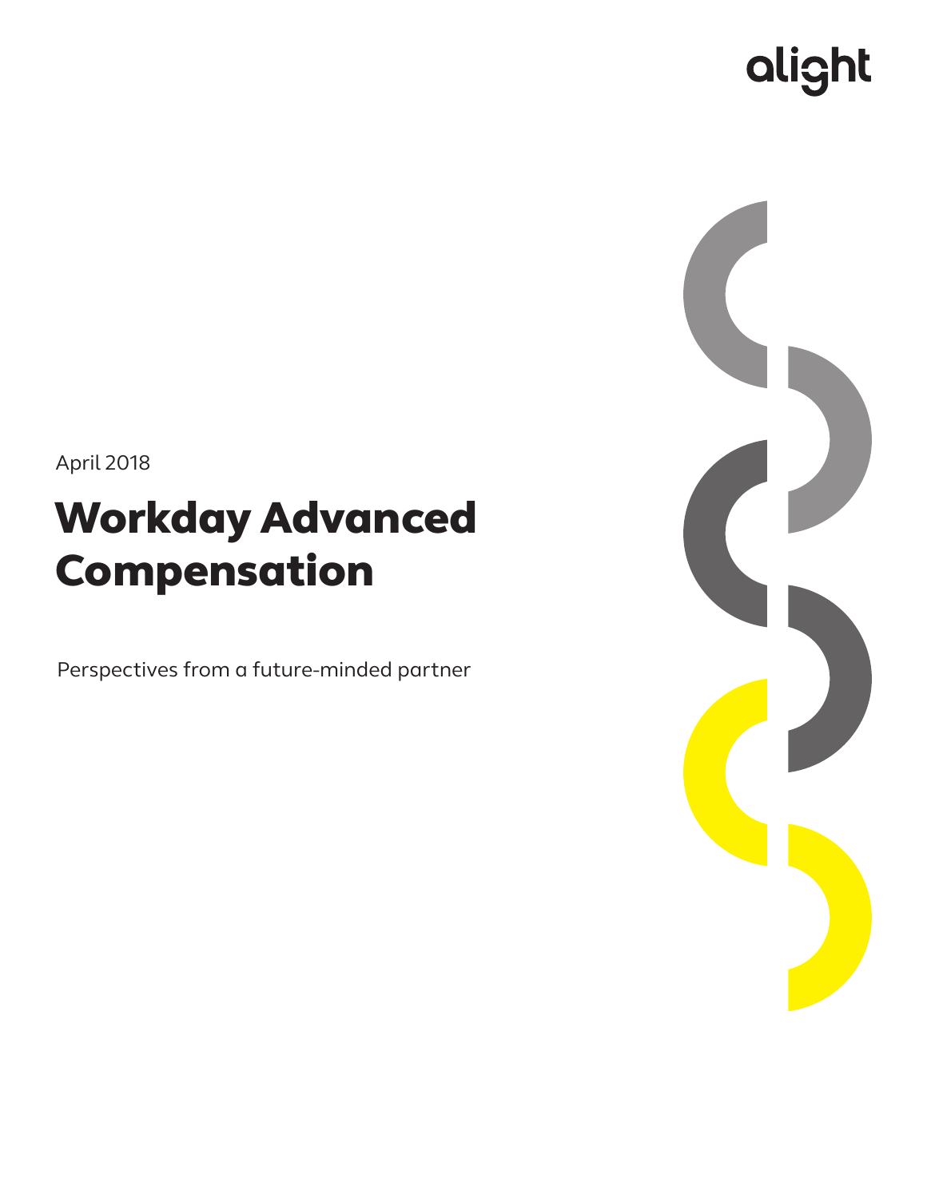alight

April 2018

# Workday Advanced Compensation

Perspectives from a future-minded partner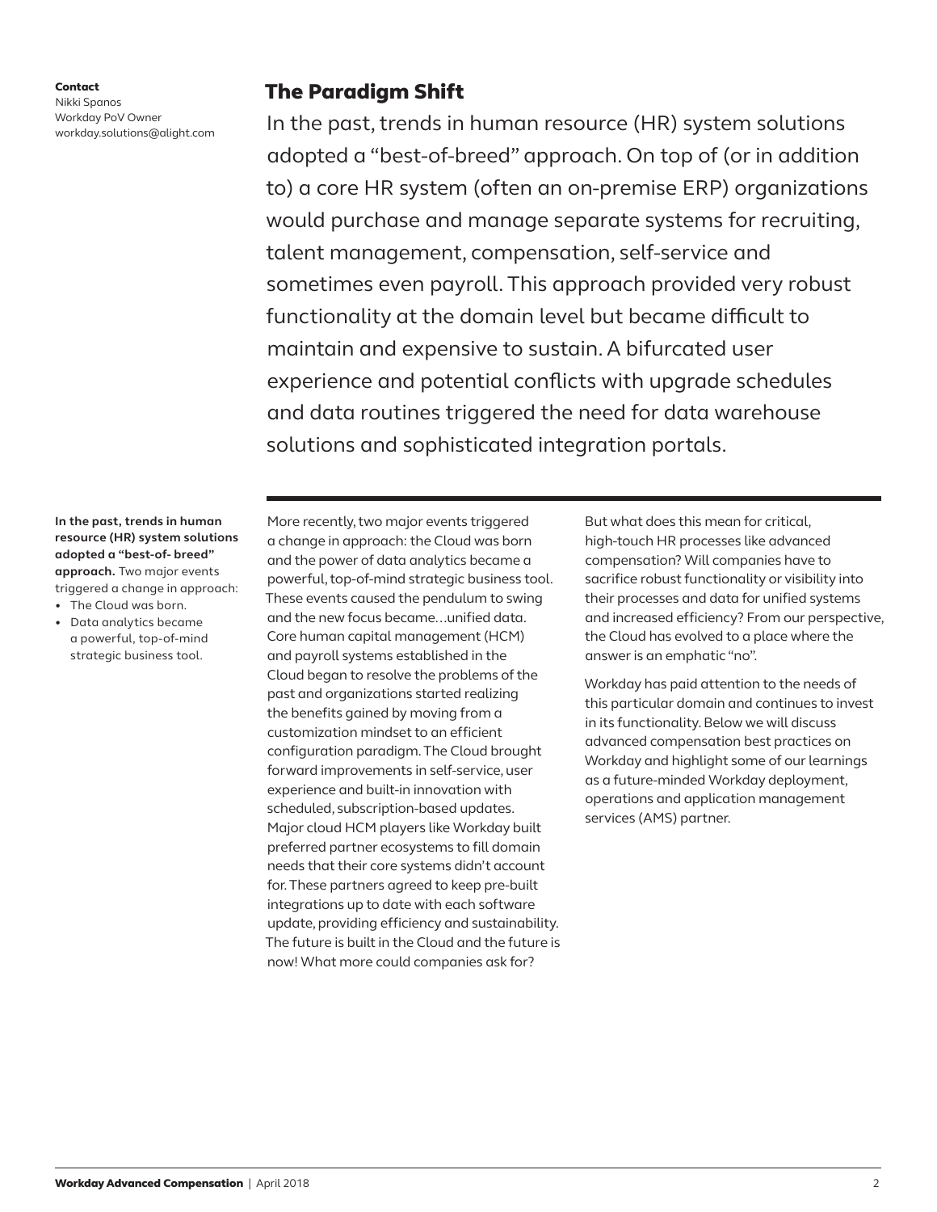**Contact**
Nikki Spanos
Workday PoV Owner
workday.solutions@alight.com

## The Paradigm Shift

In the past, trends in human resource (HR) system solutions adopted a "best-of-breed" approach. On top of (or in addition to) a core HR system (often an on-premise ERP) organizations would purchase and manage separate systems for recruiting, talent management, compensation, self-service and sometimes even payroll. This approach provided very robust functionality at the domain level but became difficult to maintain and expensive to sustain. A bifurcated user experience and potential conflicts with upgrade schedules and data routines triggered the need for data warehouse solutions and sophisticated integration portals.

**In the past, trends in human resource (HR) system solutions adopted a "best-of- breed" approach.** Two major events triggered a change in approach:

- The Cloud was born.
- Data analytics became a powerful, top-of-mind strategic business tool.

More recently, two major events triggered a change in approach: the Cloud was born and the power of data analytics became a powerful, top-of-mind strategic business tool. These events caused the pendulum to swing and the new focus became…unified data. Core human capital management (HCM) and payroll systems established in the Cloud began to resolve the problems of the past and organizations started realizing the benefits gained by moving from a customization mindset to an efficient configuration paradigm. The Cloud brought forward improvements in self-service, user experience and built-in innovation with scheduled, subscription-based updates. Major cloud HCM players like Workday built preferred partner ecosystems to fill domain needs that their core systems didn't account for. These partners agreed to keep pre-built integrations up to date with each software update, providing efficiency and sustainability. The future is built in the Cloud and the future is now! What more could companies ask for?

But what does this mean for critical, high-touch HR processes like advanced compensation? Will companies have to sacrifice robust functionality or visibility into their processes and data for unified systems and increased efficiency? From our perspective, the Cloud has evolved to a place where the answer is an emphatic "no".

Workday has paid attention to the needs of this particular domain and continues to invest in its functionality. Below we will discuss advanced compensation best practices on Workday and highlight some of our learnings as a future-minded Workday deployment, operations and application management services (AMS) partner.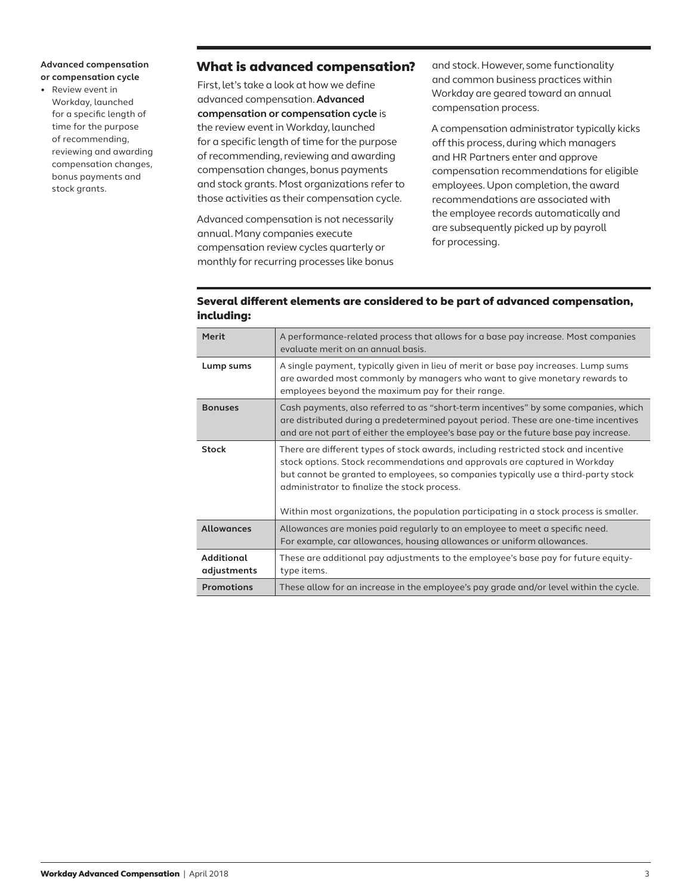**Advanced compensation or compensation cycle**

- Review event in Workday, launched for a specific length of time for the purpose of recommending, reviewing and awarding compensation changes, bonus payments and stock grants.

## What is advanced compensation?

First, let's take a look at how we define advanced compensation. **Advanced compensation or compensation cycle** is the review event in Workday, launched for a specific length of time for the purpose of recommending, reviewing and awarding compensation changes, bonus payments and stock grants. Most organizations refer to those activities as their compensation cycle.

Advanced compensation is not necessarily annual. Many companies execute compensation review cycles quarterly or monthly for recurring processes like bonus and stock. However, some functionality and common business practices within Workday are geared toward an annual compensation process.

A compensation administrator typically kicks off this process, during which managers and HR Partners enter and approve compensation recommendations for eligible employees. Upon completion, the award recommendations are associated with the employee records automatically and are subsequently picked up by payroll for processing.

### Several different elements are considered to be part of advanced compensation, including:

| | |
|---|---|
| **Merit** | A performance-related process that allows for a base pay increase. Most companies evaluate merit on an annual basis. |
| **Lump sums** | A single payment, typically given in lieu of merit or base pay increases. Lump sums are awarded most commonly by managers who want to give monetary rewards to employees beyond the maximum pay for their range. |
| **Bonuses** | Cash payments, also referred to as "short-term incentives" by some companies, which are distributed during a predetermined payout period. These are one-time incentives and are not part of either the employee's base pay or the future base pay increase. |
| **Stock** | There are different types of stock awards, including restricted stock and incentive stock options. Stock recommendations and approvals are captured in Workday but cannot be granted to employees, so companies typically use a third-party stock administrator to finalize the stock process.<br><br>Within most organizations, the population participating in a stock process is smaller. |
| **Allowances** | Allowances are monies paid regularly to an employee to meet a specific need. For example, car allowances, housing allowances or uniform allowances. |
| **Additional adjustments** | These are additional pay adjustments to the employee's base pay for future equity-type items. |
| **Promotions** | These allow for an increase in the employee's pay grade and/or level within the cycle. |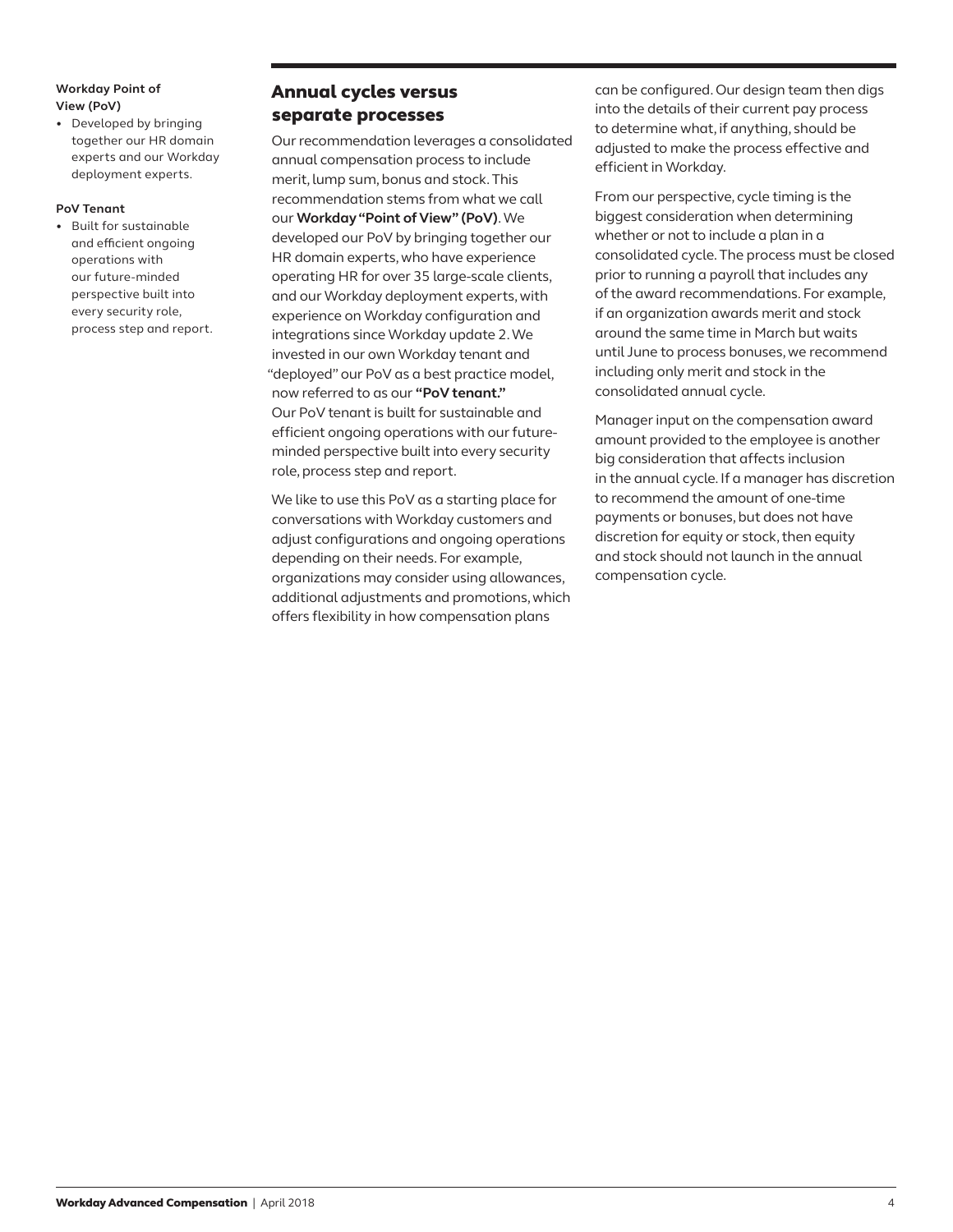**Workday Point of View (PoV)**

- Developed by bringing together our HR domain experts and our Workday deployment experts.

**PoV Tenant**

- Built for sustainable and efficient ongoing operations with our future-minded perspective built into every security role, process step and report.

## Annual cycles versus separate processes

Our recommendation leverages a consolidated annual compensation process to include merit, lump sum, bonus and stock. This recommendation stems from what we call our **Workday "Point of View" (PoV)**. We developed our PoV by bringing together our HR domain experts, who have experience operating HR for over 35 large-scale clients, and our Workday deployment experts, with experience on Workday configuration and integrations since Workday update 2. We invested in our own Workday tenant and "deployed" our PoV as a best practice model, now referred to as our **"PoV tenant."** Our PoV tenant is built for sustainable and efficient ongoing operations with our future-minded perspective built into every security role, process step and report.

We like to use this PoV as a starting place for conversations with Workday customers and adjust configurations and ongoing operations depending on their needs. For example, organizations may consider using allowances, additional adjustments and promotions, which offers flexibility in how compensation plans can be configured. Our design team then digs into the details of their current pay process to determine what, if anything, should be adjusted to make the process effective and efficient in Workday.

From our perspective, cycle timing is the biggest consideration when determining whether or not to include a plan in a consolidated cycle. The process must be closed prior to running a payroll that includes any of the award recommendations. For example, if an organization awards merit and stock around the same time in March but waits until June to process bonuses, we recommend including only merit and stock in the consolidated annual cycle.

Manager input on the compensation award amount provided to the employee is another big consideration that affects inclusion in the annual cycle. If a manager has discretion to recommend the amount of one-time payments or bonuses, but does not have discretion for equity or stock, then equity and stock should not launch in the annual compensation cycle.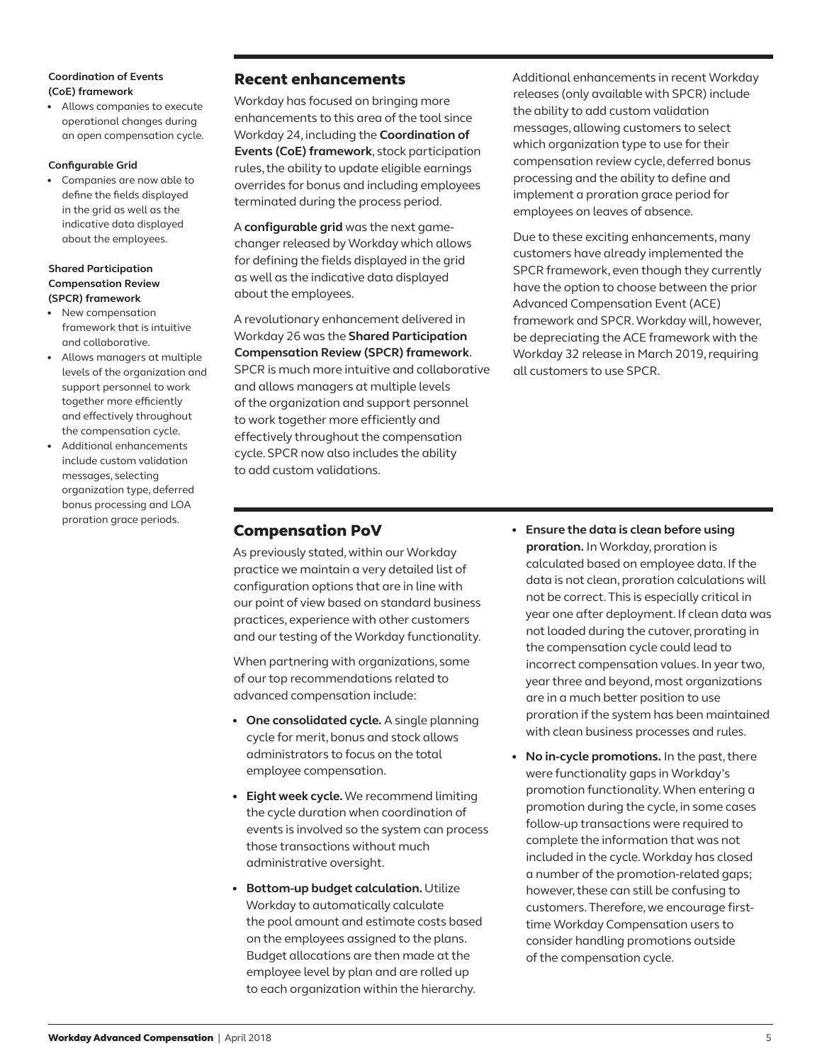**Coordination of Events (CoE) framework**

- Allows companies to execute operational changes during an open compensation cycle.

**Configurable Grid**

- Companies are now able to define the fields displayed in the grid as well as the indicative data displayed about the employees.

**Shared Participation Compensation Review (SPCR) framework**

- New compensation framework that is intuitive and collaborative.
- Allows managers at multiple levels of the organization and support personnel to work together more efficiently and effectively throughout the compensation cycle.
- Additional enhancements include custom validation messages, selecting organization type, deferred bonus processing and LOA proration grace periods.

## Recent enhancements

Workday has focused on bringing more enhancements to this area of the tool since Workday 24, including the **Coordination of Events (CoE) framework**, stock participation rules, the ability to update eligible earnings overrides for bonus and including employees terminated during the process period.

A **configurable grid** was the next game-changer released by Workday which allows for defining the fields displayed in the grid as well as the indicative data displayed about the employees.

A revolutionary enhancement delivered in Workday 26 was the **Shared Participation Compensation Review (SPCR) framework**. SPCR is much more intuitive and collaborative and allows managers at multiple levels of the organization and support personnel to work together more efficiently and effectively throughout the compensation cycle. SPCR now also includes the ability to add custom validations.

Additional enhancements in recent Workday releases (only available with SPCR) include the ability to add custom validation messages, allowing customers to select which organization type to use for their compensation review cycle, deferred bonus processing and the ability to define and implement a proration grace period for employees on leaves of absence.

Due to these exciting enhancements, many customers have already implemented the SPCR framework, even though they currently have the option to choose between the prior Advanced Compensation Event (ACE) framework and SPCR. Workday will, however, be depreciating the ACE framework with the Workday 32 release in March 2019, requiring all customers to use SPCR.

## Compensation PoV

As previously stated, within our Workday practice we maintain a very detailed list of configuration options that are in line with our point of view based on standard business practices, experience with other customers and our testing of the Workday functionality.

When partnering with organizations, some of our top recommendations related to advanced compensation include:

- **One consolidated cycle.** A single planning cycle for merit, bonus and stock allows administrators to focus on the total employee compensation.
- **Eight week cycle.** We recommend limiting the cycle duration when coordination of events is involved so the system can process those transactions without much administrative oversight.
- **Bottom-up budget calculation.** Utilize Workday to automatically calculate the pool amount and estimate costs based on the employees assigned to the plans. Budget allocations are then made at the employee level by plan and are rolled up to each organization within the hierarchy.
- **Ensure the data is clean before using proration.** In Workday, proration is calculated based on employee data. If the data is not clean, proration calculations will not be correct. This is especially critical in year one after deployment. If clean data was not loaded during the cutover, prorating in the compensation cycle could lead to incorrect compensation values. In year two, year three and beyond, most organizations are in a much better position to use proration if the system has been maintained with clean business processes and rules.
- **No in-cycle promotions.** In the past, there were functionality gaps in Workday's promotion functionality. When entering a promotion during the cycle, in some cases follow-up transactions were required to complete the information that was not included in the cycle. Workday has closed a number of the promotion-related gaps; however, these can still be confusing to customers. Therefore, we encourage first-time Workday Compensation users to consider handling promotions outside of the compensation cycle.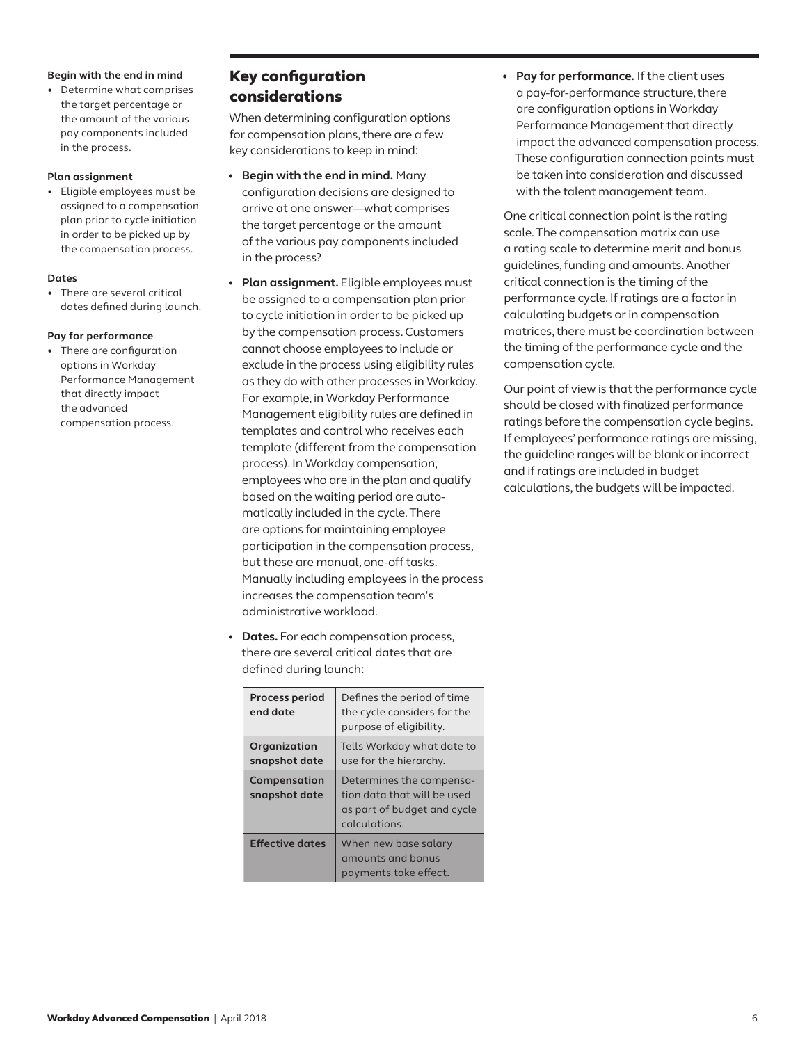**Begin with the end in mind**

- Determine what comprises the target percentage or the amount of the various pay components included in the process.

**Plan assignment**

- Eligible employees must be assigned to a compensation plan prior to cycle initiation in order to be picked up by the compensation process.

**Dates**

- There are several critical dates defined during launch.

**Pay for performance**

- There are configuration options in Workday Performance Management that directly impact the advanced compensation process.

## Key configuration considerations

When determining configuration options for compensation plans, there are a few key considerations to keep in mind:

- **Begin with the end in mind.** Many configuration decisions are designed to arrive at one answer—what comprises the target percentage or the amount of the various pay components included in the process?
- **Plan assignment.** Eligible employees must be assigned to a compensation plan prior to cycle initiation in order to be picked up by the compensation process. Customers cannot choose employees to include or exclude in the process using eligibility rules as they do with other processes in Workday. For example, in Workday Performance Management eligibility rules are defined in templates and control who receives each template (different from the compensation process). In Workday compensation, employees who are in the plan and qualify based on the waiting period are automatically included in the cycle. There are options for maintaining employee participation in the compensation process, but these are manual, one-off tasks. Manually including employees in the process increases the compensation team's administrative workload.
- **Dates.** For each compensation process, there are several critical dates that are defined during launch:

| | |
|---|---|
| **Process period end date** | Defines the period of time the cycle considers for the purpose of eligibility. |
| **Organization snapshot date** | Tells Workday what date to use for the hierarchy. |
| **Compensation snapshot date** | Determines the compensation data that will be used as part of budget and cycle calculations. |
| **Effective dates** | When new base salary amounts and bonus payments take effect. |

- **Pay for performance.** If the client uses a pay-for-performance structure, there are configuration options in Workday Performance Management that directly impact the advanced compensation process. These configuration connection points must be taken into consideration and discussed with the talent management team.

One critical connection point is the rating scale. The compensation matrix can use a rating scale to determine merit and bonus guidelines, funding and amounts. Another critical connection is the timing of the performance cycle. If ratings are a factor in calculating budgets or in compensation matrices, there must be coordination between the timing of the performance cycle and the compensation cycle.

Our point of view is that the performance cycle should be closed with finalized performance ratings before the compensation cycle begins. If employees' performance ratings are missing, the guideline ranges will be blank or incorrect and if ratings are included in budget calculations, the budgets will be impacted.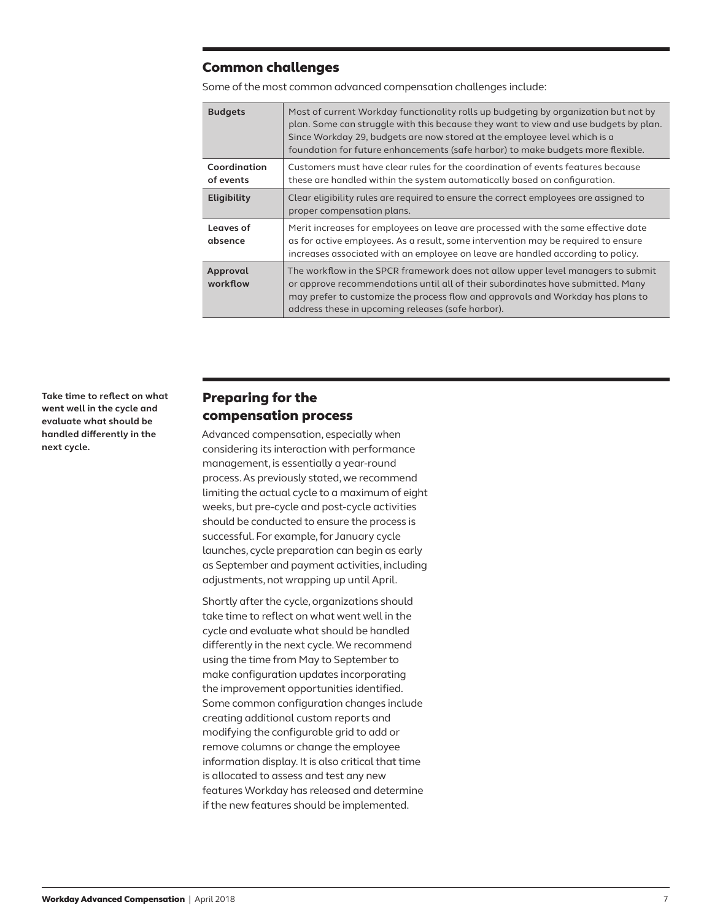## Common challenges

Some of the most common advanced compensation challenges include:

| | |
|---|---|
| **Budgets** | Most of current Workday functionality rolls up budgeting by organization but not by plan. Some can struggle with this because they want to view and use budgets by plan. Since Workday 29, budgets are now stored at the employee level which is a foundation for future enhancements (safe harbor) to make budgets more flexible. |
| **Coordination of events** | Customers must have clear rules for the coordination of events features because these are handled within the system automatically based on configuration. |
| **Eligibility** | Clear eligibility rules are required to ensure the correct employees are assigned to proper compensation plans. |
| **Leaves of absence** | Merit increases for employees on leave are processed with the same effective date as for active employees. As a result, some intervention may be required to ensure increases associated with an employee on leave are handled according to policy. |
| **Approval workflow** | The workflow in the SPCR framework does not allow upper level managers to submit or approve recommendations until all of their subordinates have submitted. Many may prefer to customize the process flow and approvals and Workday has plans to address these in upcoming releases (safe harbor). |

## Preparing for the compensation process

**Take time to reflect on what went well in the cycle and evaluate what should be handled differently in the next cycle.**

Advanced compensation, especially when considering its interaction with performance management, is essentially a year-round process. As previously stated, we recommend limiting the actual cycle to a maximum of eight weeks, but pre-cycle and post-cycle activities should be conducted to ensure the process is successful. For example, for January cycle launches, cycle preparation can begin as early as September and payment activities, including adjustments, not wrapping up until April.

Shortly after the cycle, organizations should take time to reflect on what went well in the cycle and evaluate what should be handled differently in the next cycle. We recommend using the time from May to September to make configuration updates incorporating the improvement opportunities identified. Some common configuration changes include creating additional custom reports and modifying the configurable grid to add or remove columns or change the employee information display. It is also critical that time is allocated to assess and test any new features Workday has released and determine if the new features should be implemented.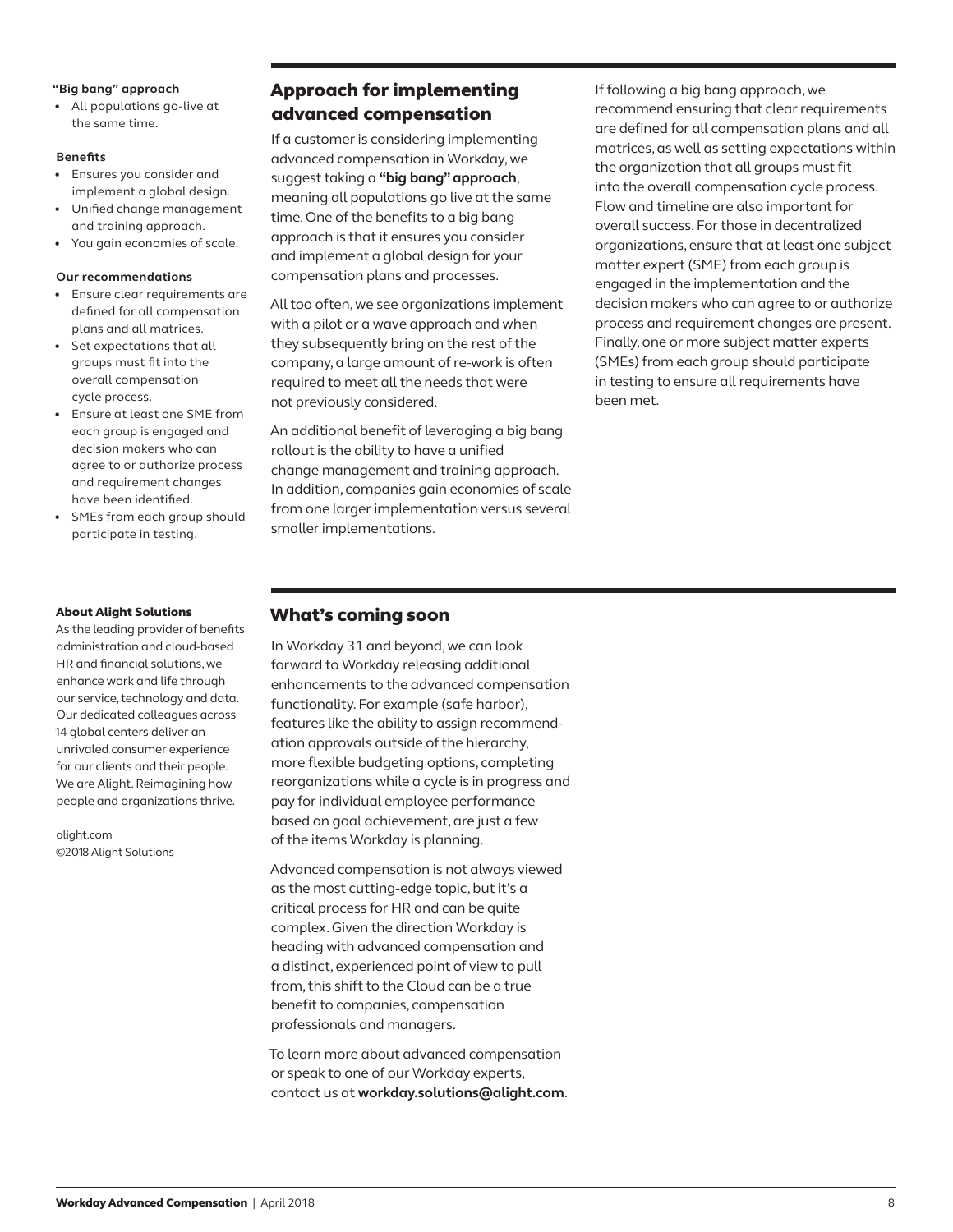**"Big bang" approach**

- All populations go-live at the same time.

**Benefits**

- Ensures you consider and implement a global design.
- Unified change management and training approach.
- You gain economies of scale.

**Our recommendations**

- Ensure clear requirements are defined for all compensation plans and all matrices.
- Set expectations that all groups must fit into the overall compensation cycle process.
- Ensure at least one SME from each group is engaged and decision makers who can agree to or authorize process and requirement changes have been identified.
- SMEs from each group should participate in testing.

## Approach for implementing advanced compensation

If a customer is considering implementing advanced compensation in Workday, we suggest taking a **"big bang" approach**, meaning all populations go live at the same time. One of the benefits to a big bang approach is that it ensures you consider and implement a global design for your compensation plans and processes.

All too often, we see organizations implement with a pilot or a wave approach and when they subsequently bring on the rest of the company, a large amount of re-work is often required to meet all the needs that were not previously considered.

An additional benefit of leveraging a big bang rollout is the ability to have a unified change management and training approach. In addition, companies gain economies of scale from one larger implementation versus several smaller implementations.

If following a big bang approach, we recommend ensuring that clear requirements are defined for all compensation plans and all matrices, as well as setting expectations within the organization that all groups must fit into the overall compensation cycle process. Flow and timeline are also important for overall success. For those in decentralized organizations, ensure that at least one subject matter expert (SME) from each group is engaged in the implementation and the decision makers who can agree to or authorize process and requirement changes are present. Finally, one or more subject matter experts (SMEs) from each group should participate in testing to ensure all requirements have been met.

**About Alight Solutions**

As the leading provider of benefits administration and cloud-based HR and financial solutions, we enhance work and life through our service, technology and data. Our dedicated colleagues across 14 global centers deliver an unrivaled consumer experience for our clients and their people. We are Alight. Reimagining how people and organizations thrive.

alight.com
©2018 Alight Solutions

## What's coming soon

In Workday 31 and beyond, we can look forward to Workday releasing additional enhancements to the advanced compensation functionality. For example (safe harbor), features like the ability to assign recommendation approvals outside of the hierarchy, more flexible budgeting options, completing reorganizations while a cycle is in progress and pay for individual employee performance based on goal achievement, are just a few of the items Workday is planning.

Advanced compensation is not always viewed as the most cutting-edge topic, but it's a critical process for HR and can be quite complex. Given the direction Workday is heading with advanced compensation and a distinct, experienced point of view to pull from, this shift to the Cloud can be a true benefit to companies, compensation professionals and managers.

To learn more about advanced compensation or speak to one of our Workday experts, contact us at **workday.solutions@alight.com**.